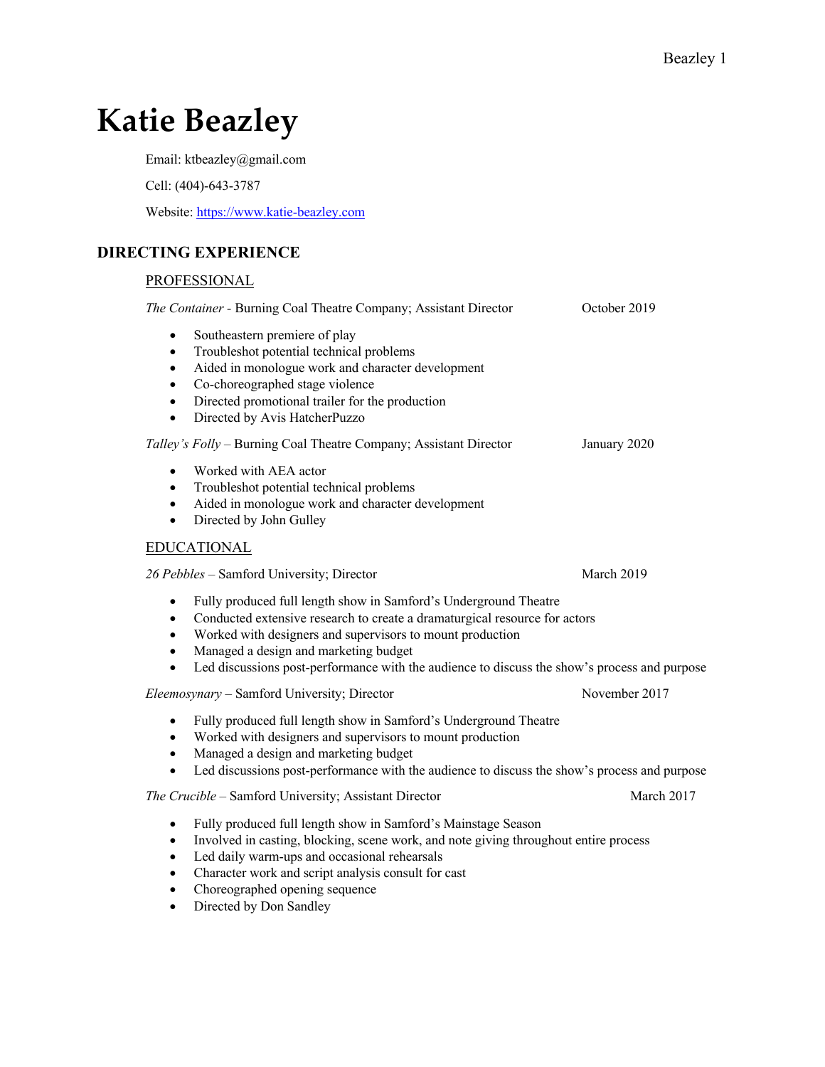# Katie Beazley

Email: ktbeazley@gmail.com

Cell: (404)-643-3787

Website: [https://www.katie-beazley.com](https://www.katie-beazley.com)

## DIRECTING EXPERIENCE

### PROFESSIONAL

*The Container* - Burning Coal Theatre Company; Assistant Director — October 2019

- Southeastern premiere of play
- Troubleshot potential technical problems
- Aided in monologue work and character development
- Co-choreographed stage violence
- Directed promotional trailer for the production
- Directed by Avis HatcherPuzzo

*Talley's Folly* – Burning Coal Theatre Company; Assistant Director — January 2020

- Worked with AEA actor
- Troubleshot potential technical problems
- Aided in monologue work and character development
- Directed by John Gulley

### EDUCATIONAL

*26 Pebbles* – Samford University; Director — March 2019

- Fully produced full length show in Samford's Underground Theatre
- Conducted extensive research to create a dramaturgical resource for actors
- Worked with designers and supervisors to mount production
- Managed a design and marketing budget
- Led discussions post-performance with the audience to discuss the show's process and purpose

*Eleemosynary* – Samford University; Director — November 2017

- Fully produced full length show in Samford's Underground Theatre
- Worked with designers and supervisors to mount production
- Managed a design and marketing budget
- Led discussions post-performance with the audience to discuss the show's process and purpose

*The Crucible* – Samford University; Assistant Director — March 2017

- Fully produced full length show in Samford's Mainstage Season
- Involved in casting, blocking, scene work, and note giving throughout entire process
- Led daily warm-ups and occasional rehearsals
- Character work and script analysis consult for cast
- Choreographed opening sequence
- Directed by Don Sandley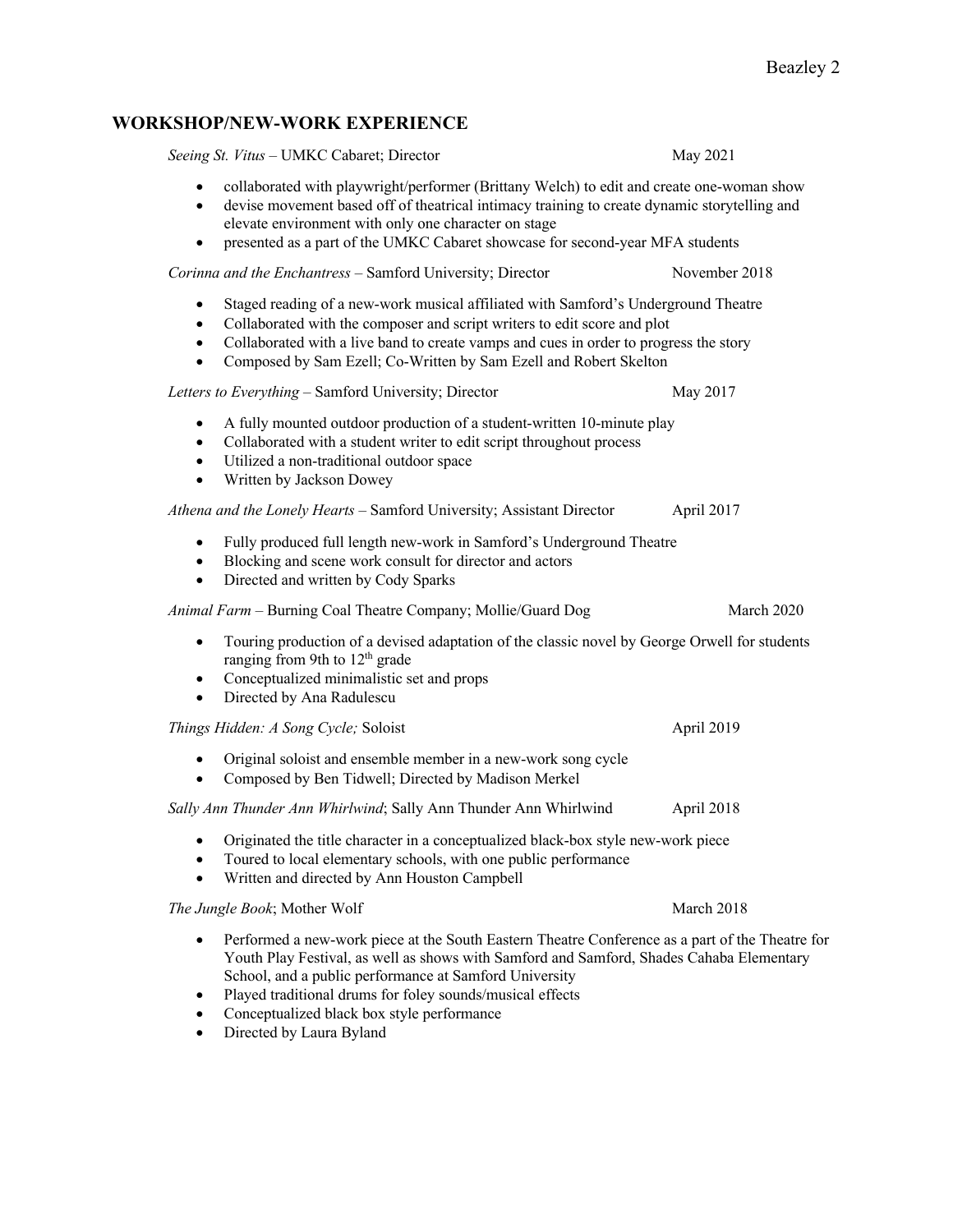## WORKSHOP/NEW-WORK EXPERIENCE

*Seeing St. Vitus* – UMKC Cabaret; Director May 2021

- collaborated with playwright/performer (Brittany Welch) to edit and create one-woman show
- devise movement based off of theatrical intimacy training to create dynamic storytelling and elevate environment with only one character on stage
- presented as a part of the UMKC Cabaret showcase for second-year MFA students

*Corinna and the Enchantress* – Samford University; Director November 2018

- Staged reading of a new-work musical affiliated with Samford's Underground Theatre
- Collaborated with the composer and script writers to edit score and plot
- Collaborated with a live band to create vamps and cues in order to progress the story
- Composed by Sam Ezell; Co-Written by Sam Ezell and Robert Skelton

*Letters to Everything* – Samford University; Director May 2017

- A fully mounted outdoor production of a student-written 10-minute play
- Collaborated with a student writer to edit script throughout process
- Utilized a non-traditional outdoor space
- Written by Jackson Dowey

*Athena and the Lonely Hearts* – Samford University; Assistant Director April 2017

- Fully produced full length new-work in Samford's Underground Theatre
- Blocking and scene work consult for director and actors
- Directed and written by Cody Sparks

*Animal Farm* – Burning Coal Theatre Company; Mollie/Guard Dog March 2020

- Touring production of a devised adaptation of the classic novel by George Orwell for students ranging from 9th to 12th grade
- Conceptualized minimalistic set and props
- Directed by Ana Radulescu

*Things Hidden: A Song Cycle;* Soloist April 2019

- Original soloist and ensemble member in a new-work song cycle
- Composed by Ben Tidwell; Directed by Madison Merkel

*Sally Ann Thunder Ann Whirlwind*; Sally Ann Thunder Ann Whirlwind April 2018

- Originated the title character in a conceptualized black-box style new-work piece
- Toured to local elementary schools, with one public performance
- Written and directed by Ann Houston Campbell

*The Jungle Book*; Mother Wolf March 2018

- Performed a new-work piece at the South Eastern Theatre Conference as a part of the Theatre for Youth Play Festival, as well as shows with Samford and Samford, Shades Cahaba Elementary School, and a public performance at Samford University
- Played traditional drums for foley sounds/musical effects
- Conceptualized black box style performance
- Directed by Laura Byland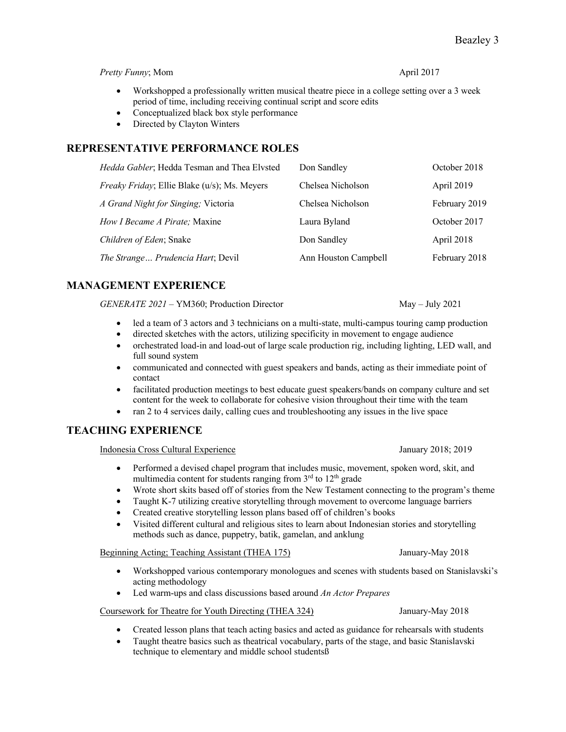*Pretty Funny*; Mom April 2017

- Workshopped a professionally written musical theatre piece in a college setting over a 3 week period of time, including receiving continual script and score edits
- Conceptualized black box style performance
- Directed by Clayton Winters

## REPRESENTATIVE PERFORMANCE ROLES

| | | |
|---|---|---|
| *Hedda Gabler*; Hedda Tesman and Thea Elvsted | Don Sandley | October 2018 |
| *Freaky Friday*; Ellie Blake (u/s); Ms. Meyers | Chelsea Nicholson | April 2019 |
| *A Grand Night for Singing;* Victoria | Chelsea Nicholson | February 2019 |
| *How I Became A Pirate;* Maxine | Laura Byland | October 2017 |
| *Children of Eden*; Snake | Don Sandley | April 2018 |
| *The Strange… Prudencia Hart*; Devil | Ann Houston Campbell | February 2018 |

## MANAGEMENT EXPERIENCE

*GENERATE 2021* – YM360; Production Director May – July 2021

- led a team of 3 actors and 3 technicians on a multi-state, multi-campus touring camp production
- directed sketches with the actors, utilizing specificity in movement to engage audience
- orchestrated load-in and load-out of large scale production rig, including lighting, LED wall, and full sound system
- communicated and connected with guest speakers and bands, acting as their immediate point of contact
- facilitated production meetings to best educate guest speakers/bands on company culture and set content for the week to collaborate for cohesive vision throughout their time with the team
- ran 2 to 4 services daily, calling cues and troubleshooting any issues in the live space

## TEACHING EXPERIENCE

Indonesia Cross Cultural Experience January 2018; 2019

- Performed a devised chapel program that includes music, movement, spoken word, skit, and multimedia content for students ranging from 3rd to 12th grade
- Wrote short skits based off of stories from the New Testament connecting to the program's theme
- Taught K-7 utilizing creative storytelling through movement to overcome language barriers
- Created creative storytelling lesson plans based off of children's books
- Visited different cultural and religious sites to learn about Indonesian stories and storytelling methods such as dance, puppetry, batik, gamelan, and anklung

Beginning Acting; Teaching Assistant (THEA 175) January-May 2018

- Workshopped various contemporary monologues and scenes with students based on Stanislavski's acting methodology
- Led warm-ups and class discussions based around *An Actor Prepares*

Coursework for Theatre for Youth Directing (THEA 324) January-May 2018

- Created lesson plans that teach acting basics and acted as guidance for rehearsals with students
- Taught theatre basics such as theatrical vocabulary, parts of the stage, and basic Stanislavski technique to elementary and middle school studentsß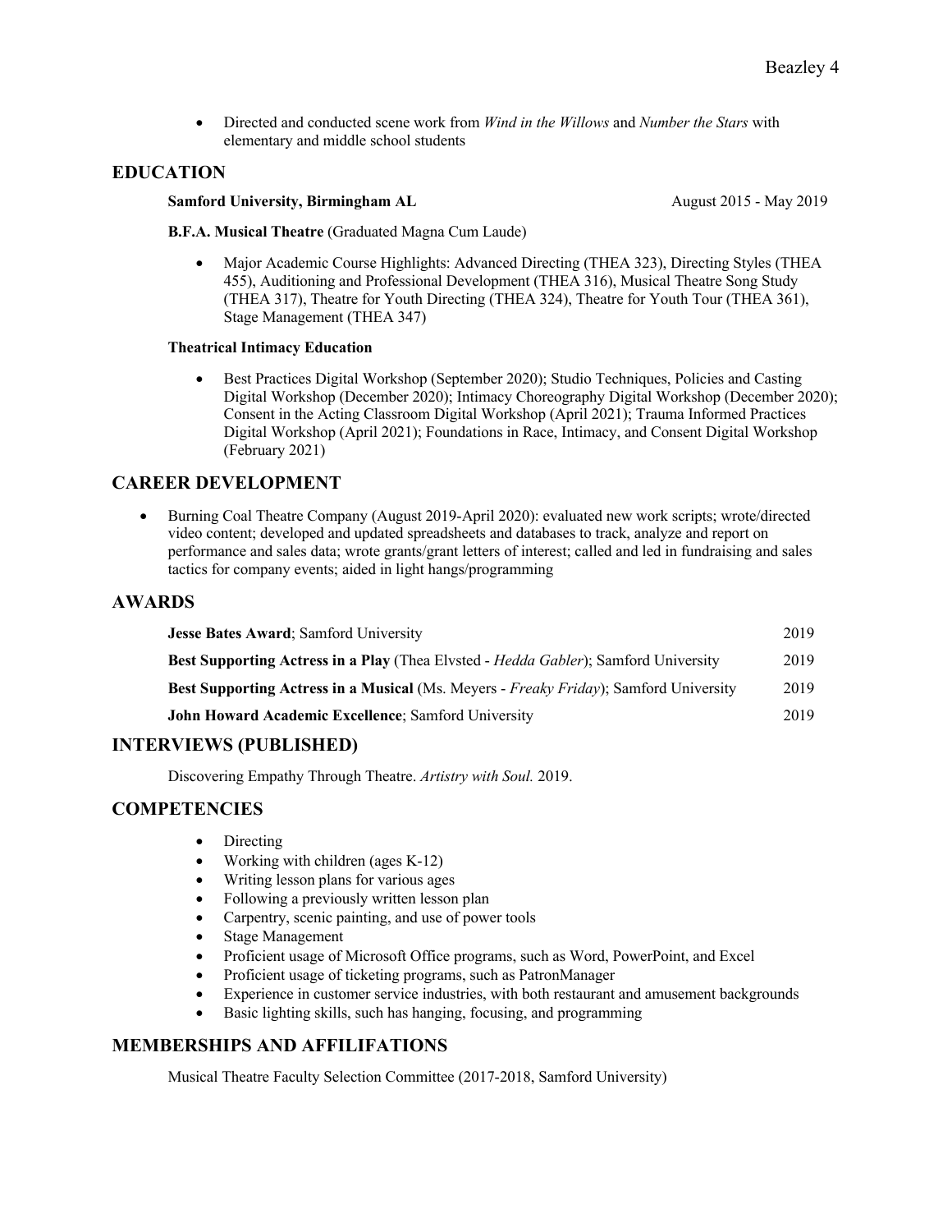- Directed and conducted scene work from *Wind in the Willows* and *Number the Stars* with elementary and middle school students

## EDUCATION

**Samford University, Birmingham AL** August 2015 - May 2019

**B.F.A. Musical Theatre** (Graduated Magna Cum Laude)

- Major Academic Course Highlights: Advanced Directing (THEA 323), Directing Styles (THEA 455), Auditioning and Professional Development (THEA 316), Musical Theatre Song Study (THEA 317), Theatre for Youth Directing (THEA 324), Theatre for Youth Tour (THEA 361), Stage Management (THEA 347)

**Theatrical Intimacy Education**

- Best Practices Digital Workshop (September 2020); Studio Techniques, Policies and Casting Digital Workshop (December 2020); Intimacy Choreography Digital Workshop (December 2020); Consent in the Acting Classroom Digital Workshop (April 2021); Trauma Informed Practices Digital Workshop (April 2021); Foundations in Race, Intimacy, and Consent Digital Workshop (February 2021)

## CAREER DEVELOPMENT

- Burning Coal Theatre Company (August 2019-April 2020): evaluated new work scripts; wrote/directed video content; developed and updated spreadsheets and databases to track, analyze and report on performance and sales data; wrote grants/grant letters of interest; called and led in fundraising and sales tactics for company events; aided in light hangs/programming

## AWARDS

| | |
|---|---|
| **Jesse Bates Award**; Samford University | 2019 |
| **Best Supporting Actress in a Play** (Thea Elvsted - *Hedda Gabler*); Samford University | 2019 |
| **Best Supporting Actress in a Musical** (Ms. Meyers - *Freaky Friday*); Samford University | 2019 |
| **John Howard Academic Excellence**; Samford University | 2019 |

## INTERVIEWS (PUBLISHED)

Discovering Empathy Through Theatre. *Artistry with Soul.* 2019.

## COMPETENCIES

- Directing
- Working with children (ages K-12)
- Writing lesson plans for various ages
- Following a previously written lesson plan
- Carpentry, scenic painting, and use of power tools
- Stage Management
- Proficient usage of Microsoft Office programs, such as Word, PowerPoint, and Excel
- Proficient usage of ticketing programs, such as PatronManager
- Experience in customer service industries, with both restaurant and amusement backgrounds
- Basic lighting skills, such has hanging, focusing, and programming

## MEMBERSHIPS AND AFFILIFATIONS

Musical Theatre Faculty Selection Committee (2017-2018, Samford University)